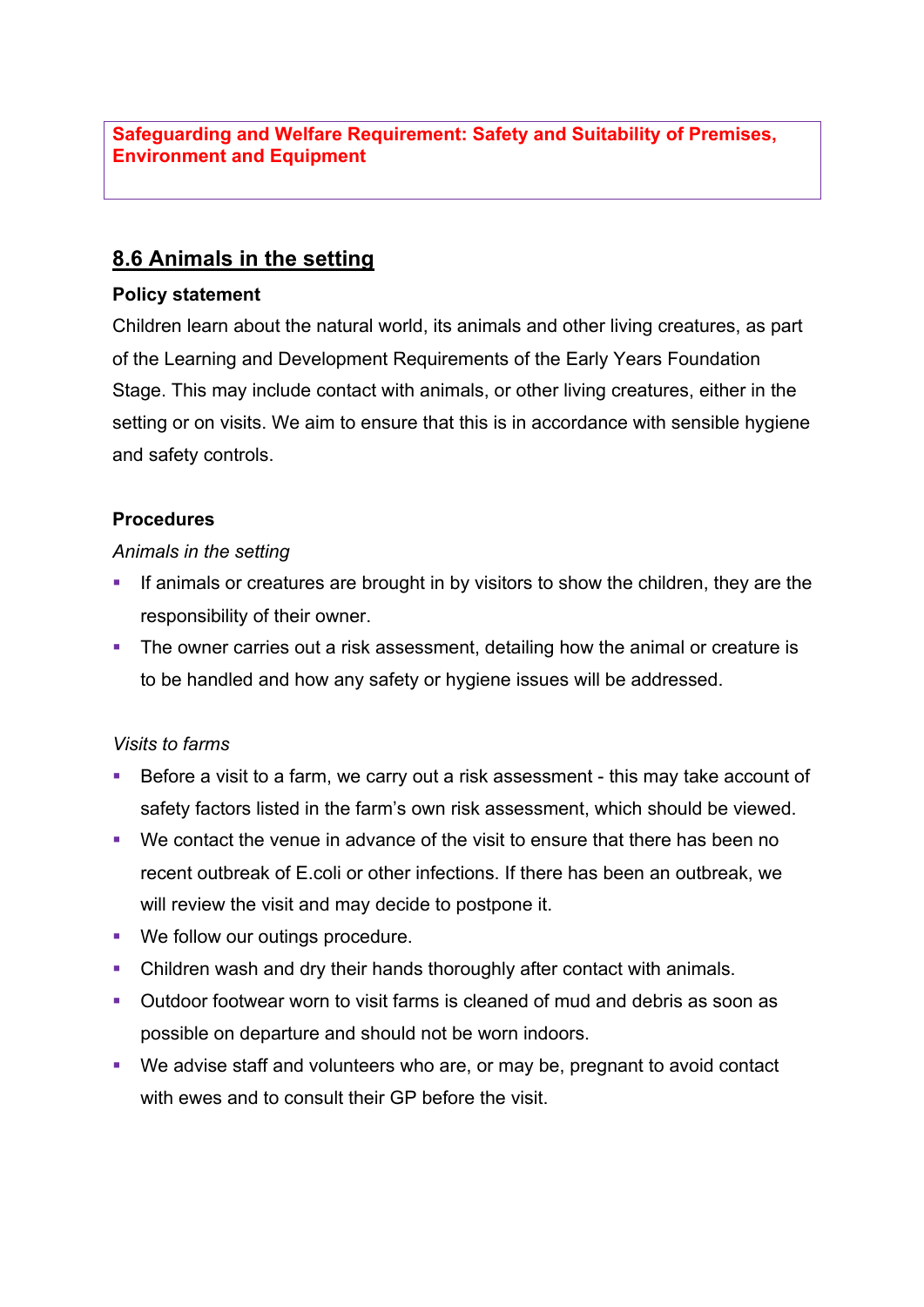**Safeguarding and Welfare Requirement: Safety and Suitability of Premises, Environment and Equipment**

## 8.6 Animals in the setting

**Policy statement**

Children learn about the natural world, its animals and other living creatures, as part of the Learning and Development Requirements of the Early Years Foundation Stage. This may include contact with animals, or other living creatures, either in the setting or on visits. We aim to ensure that this is in accordance with sensible hygiene and safety controls.

**Procedures**

*Animals in the setting*

- If animals or creatures are brought in by visitors to show the children, they are the responsibility of their owner.
- The owner carries out a risk assessment, detailing how the animal or creature is to be handled and how any safety or hygiene issues will be addressed.

*Visits to farms*

- Before a visit to a farm, we carry out a risk assessment - this may take account of safety factors listed in the farm's own risk assessment, which should be viewed.
- We contact the venue in advance of the visit to ensure that there has been no recent outbreak of E.coli or other infections. If there has been an outbreak, we will review the visit and may decide to postpone it.
- We follow our outings procedure.
- Children wash and dry their hands thoroughly after contact with animals.
- Outdoor footwear worn to visit farms is cleaned of mud and debris as soon as possible on departure and should not be worn indoors.
- We advise staff and volunteers who are, or may be, pregnant to avoid contact with ewes and to consult their GP before the visit.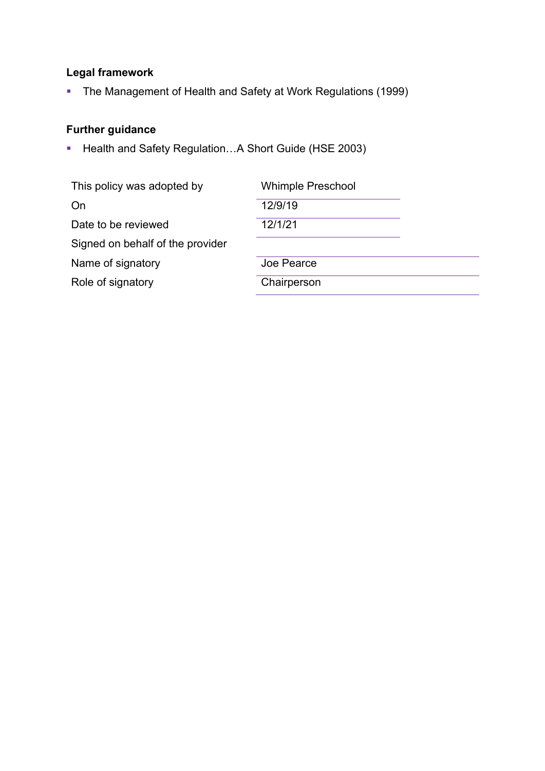### Legal framework

- The Management of Health and Safety at Work Regulations (1999)

### Further guidance

- Health and Safety Regulation…A Short Guide (HSE 2003)

| | |
|---|---|
| This policy was adopted by | Whimple Preschool |
| On | 12/9/19 |
| Date to be reviewed | 12/1/21 |
| Signed on behalf of the provider | |
| Name of signatory | Joe Pearce |
| Role of signatory | Chairperson |